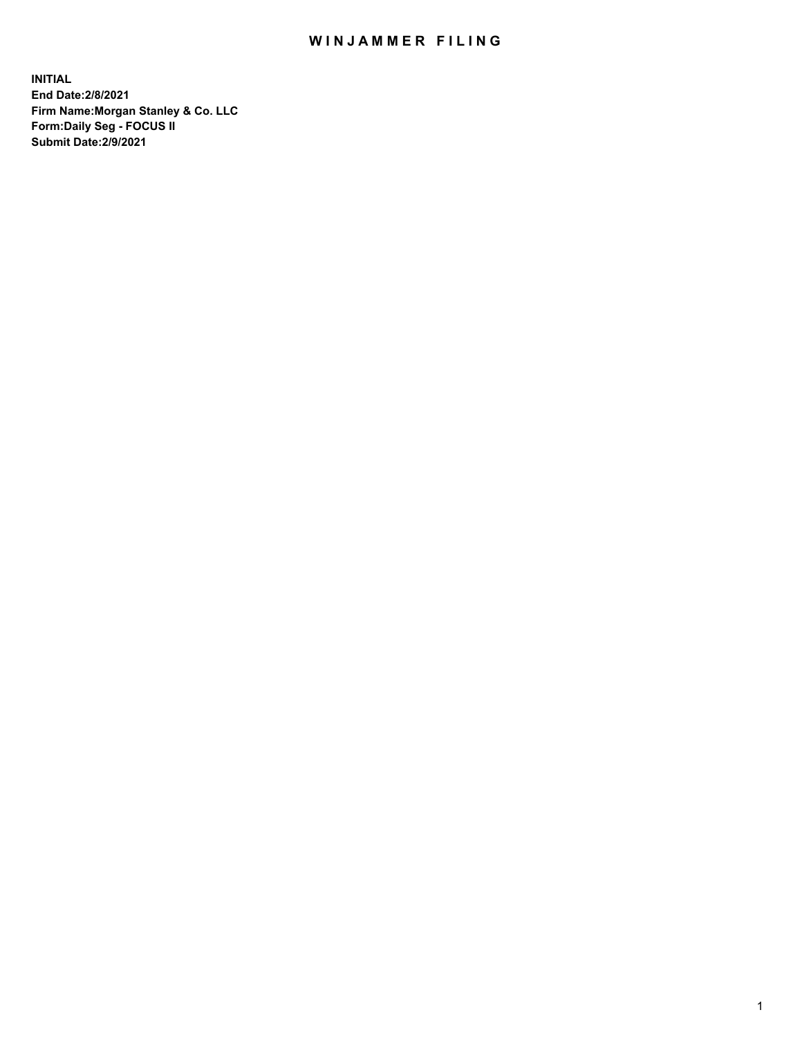# WINJAMMER FILING

**INITIAL**
**End Date:2/8/2021**
**Firm Name:Morgan Stanley & Co. LLC**
**Form:Daily Seg - FOCUS II**
**Submit Date:2/9/2021**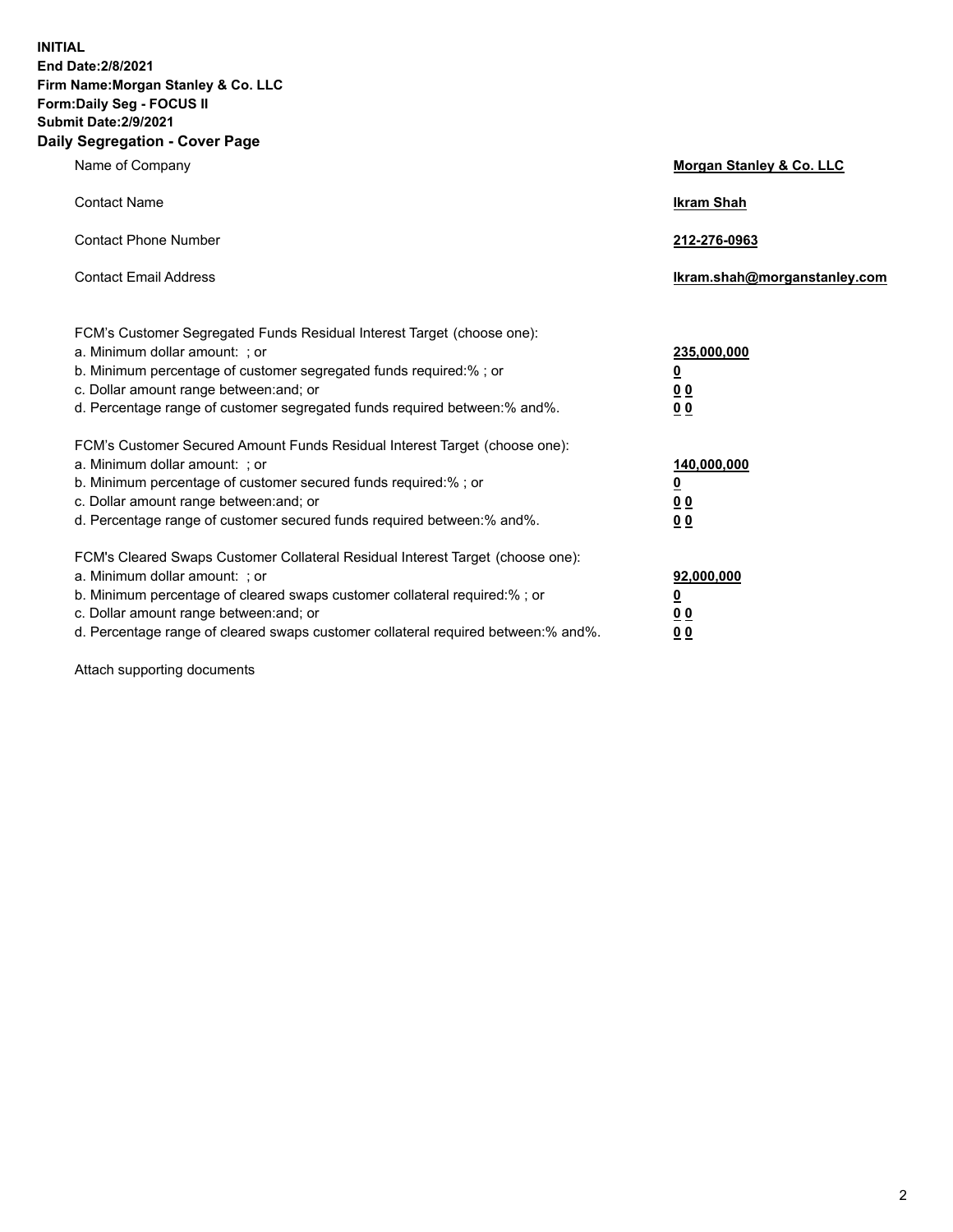**INITIAL**
**End Date:2/8/2021**
**Firm Name:Morgan Stanley & Co. LLC**
**Form:Daily Seg - FOCUS II**
**Submit Date:2/9/2021**

## Daily Segregation - Cover Page

| | |
|---|---|
| Name of Company | **Morgan Stanley & Co. LLC** |
| Contact Name | **Ikram Shah** |
| Contact Phone Number | **212-276-0963** |
| Contact Email Address | **Ikram.shah@morganstanley.com** |

| | |
|---|---|
| FCM's Customer Segregated Funds Residual Interest Target (choose one): | |
| a. Minimum dollar amount: ; or | **235,000,000** |
| b. Minimum percentage of customer segregated funds required:% ; or | **0** |
| c. Dollar amount range between:and; or | **0 0** |
| d. Percentage range of customer segregated funds required between:% and%. | **0 0** |
| FCM's Customer Secured Amount Funds Residual Interest Target (choose one): | |
| a. Minimum dollar amount: ; or | **140,000,000** |
| b. Minimum percentage of customer secured funds required:% ; or | **0** |
| c. Dollar amount range between:and; or | **0 0** |
| d. Percentage range of customer secured funds required between:% and%. | **0 0** |
| FCM's Cleared Swaps Customer Collateral Residual Interest Target (choose one): | |
| a. Minimum dollar amount: ; or | **92,000,000** |
| b. Minimum percentage of cleared swaps customer collateral required:% ; or | **0** |
| c. Dollar amount range between:and; or | **0 0** |
| d. Percentage range of cleared swaps customer collateral required between:% and%. | **0 0** |

Attach supporting documents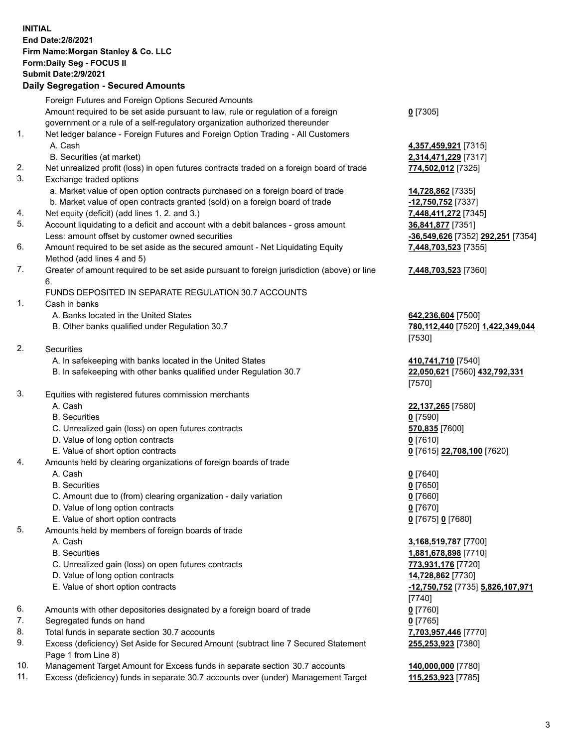**INITIAL**
**End Date:2/8/2021**
**Firm Name:Morgan Stanley & Co. LLC**
**Form:Daily Seg - FOCUS II**
**Submit Date:2/9/2021**

### Daily Segregation - Secured Amounts

| | | |
|---|---|---|
| | Foreign Futures and Foreign Options Secured Amounts | |
| | Amount required to be set aside pursuant to law, rule or regulation of a foreign government or a rule of a self-regulatory organization authorized thereunder | **0** [7305] |
| 1. | Net ledger balance - Foreign Futures and Foreign Option Trading - All Customers | |
| | A. Cash | **4,357,459,921** [7315] |
| | B. Securities (at market) | **2,314,471,229** [7317] |
| 2. | Net unrealized profit (loss) in open futures contracts traded on a foreign board of trade | **774,502,012** [7325] |
| 3. | Exchange traded options | |
| | a. Market value of open option contracts purchased on a foreign board of trade | **14,728,862** [7335] |
| | b. Market value of open contracts granted (sold) on a foreign board of trade | **-12,750,752** [7337] |
| 4. | Net equity (deficit) (add lines 1. 2. and 3.) | **7,448,411,272** [7345] |
| 5. | Account liquidating to a deficit and account with a debit balances - gross amount | **36,841,877** [7351] |
| | Less: amount offset by customer owned securities | **-36,549,626** [7352] **292,251** [7354] |
| 6. | Amount required to be set aside as the secured amount - Net Liquidating Equity Method (add lines 4 and 5) | **7,448,703,523** [7355] |
| 7. | Greater of amount required to be set aside pursuant to foreign jurisdiction (above) or line 6. | **7,448,703,523** [7360] |
| | FUNDS DEPOSITED IN SEPARATE REGULATION 30.7 ACCOUNTS | |
| 1. | Cash in banks | |
| | A. Banks located in the United States | **642,236,604** [7500] |
| | B. Other banks qualified under Regulation 30.7 | **780,112,440** [7520] **1,422,349,044** [7530] |
| 2. | Securities | |
| | A. In safekeeping with banks located in the United States | **410,741,710** [7540] |
| | B. In safekeeping with other banks qualified under Regulation 30.7 | **22,050,621** [7560] **432,792,331** [7570] |
| 3. | Equities with registered futures commission merchants | |
| | A. Cash | **22,137,265** [7580] |
| | B. Securities | **0** [7590] |
| | C. Unrealized gain (loss) on open futures contracts | **570,835** [7600] |
| | D. Value of long option contracts | **0** [7610] |
| | E. Value of short option contracts | **0** [7615] **22,708,100** [7620] |
| 4. | Amounts held by clearing organizations of foreign boards of trade | |
| | A. Cash | **0** [7640] |
| | B. Securities | **0** [7650] |
| | C. Amount due to (from) clearing organization - daily variation | **0** [7660] |
| | D. Value of long option contracts | **0** [7670] |
| | E. Value of short option contracts | **0** [7675] **0** [7680] |
| 5. | Amounts held by members of foreign boards of trade | |
| | A. Cash | **3,168,519,787** [7700] |
| | B. Securities | **1,881,678,898** [7710] |
| | C. Unrealized gain (loss) on open futures contracts | **773,931,176** [7720] |
| | D. Value of long option contracts | **14,728,862** [7730] |
| | E. Value of short option contracts | **-12,750,752** [7735] **5,826,107,971** [7740] |
| 6. | Amounts with other depositories designated by a foreign board of trade | **0** [7760] |
| 7. | Segregated funds on hand | **0** [7765] |
| 8. | Total funds in separate section 30.7 accounts | **7,703,957,446** [7770] |
| 9. | Excess (deficiency) Set Aside for Secured Amount (subtract line 7 Secured Statement Page 1 from Line 8) | **255,253,923** [7380] |
| 10. | Management Target Amount for Excess funds in separate section 30.7 accounts | **140,000,000** [7780] |
| 11. | Excess (deficiency) funds in separate 30.7 accounts over (under) Management Target | **115,253,923** [7785] |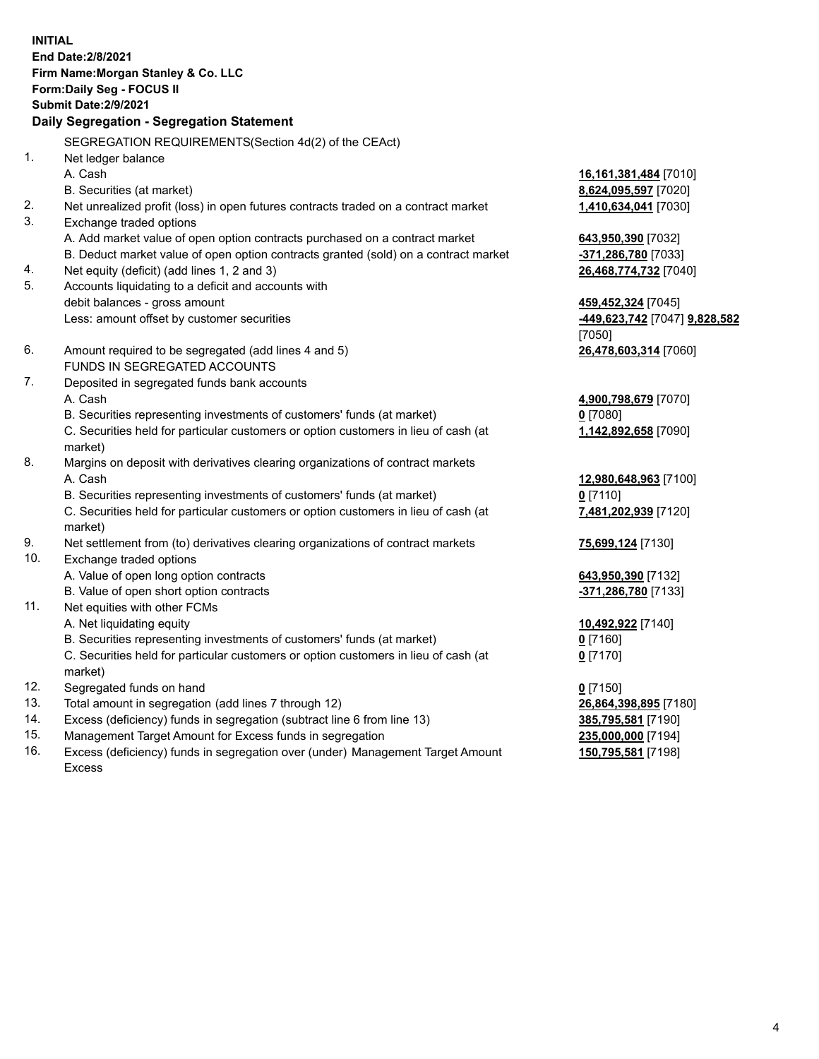**INITIAL**
**End Date:2/8/2021**
**Firm Name:Morgan Stanley & Co. LLC**
**Form:Daily Seg - FOCUS II**
**Submit Date:2/9/2021**

**Daily Segregation - Segregation Statement**

SEGREGATION REQUIREMENTS(Section 4d(2) of the CEAct)

| | | |
|---|---|---|
| 1. | Net ledger balance | |
| | A. Cash | **16,161,381,484** [7010] |
| | B. Securities (at market) | **8,624,095,597** [7020] |
| 2. | Net unrealized profit (loss) in open futures contracts traded on a contract market | **1,410,634,041** [7030] |
| 3. | Exchange traded options | |
| | A. Add market value of open option contracts purchased on a contract market | **643,950,390** [7032] |
| | B. Deduct market value of open option contracts granted (sold) on a contract market | **-371,286,780** [7033] |
| 4. | Net equity (deficit) (add lines 1, 2 and 3) | **26,468,774,732** [7040] |
| 5. | Accounts liquidating to a deficit and accounts with debit balances - gross amount | **459,452,324** [7045] |
| | Less: amount offset by customer securities | **-449,623,742** [7047] **9,828,582** [7050] |
| 6. | Amount required to be segregated (add lines 4 and 5) | **26,478,603,314** [7060] |
| | FUNDS IN SEGREGATED ACCOUNTS | |
| 7. | Deposited in segregated funds bank accounts | |
| | A. Cash | **4,900,798,679** [7070] |
| | B. Securities representing investments of customers' funds (at market) | **0** [7080] |
| | C. Securities held for particular customers or option customers in lieu of cash (at market) | **1,142,892,658** [7090] |
| 8. | Margins on deposit with derivatives clearing organizations of contract markets | |
| | A. Cash | **12,980,648,963** [7100] |
| | B. Securities representing investments of customers' funds (at market) | **0** [7110] |
| | C. Securities held for particular customers or option customers in lieu of cash (at market) | **7,481,202,939** [7120] |
| 9. | Net settlement from (to) derivatives clearing organizations of contract markets | **75,699,124** [7130] |
| 10. | Exchange traded options | |
| | A. Value of open long option contracts | **643,950,390** [7132] |
| | B. Value of open short option contracts | **-371,286,780** [7133] |
| 11. | Net equities with other FCMs | |
| | A. Net liquidating equity | **10,492,922** [7140] |
| | B. Securities representing investments of customers' funds (at market) | **0** [7160] |
| | C. Securities held for particular customers or option customers in lieu of cash (at market) | **0** [7170] |
| 12. | Segregated funds on hand | **0** [7150] |
| 13. | Total amount in segregation (add lines 7 through 12) | **26,864,398,895** [7180] |
| 14. | Excess (deficiency) funds in segregation (subtract line 6 from line 13) | **385,795,581** [7190] |
| 15. | Management Target Amount for Excess funds in segregation | **235,000,000** [7194] |
| 16. | Excess (deficiency) funds in segregation over (under) Management Target Amount Excess | **150,795,581** [7198] |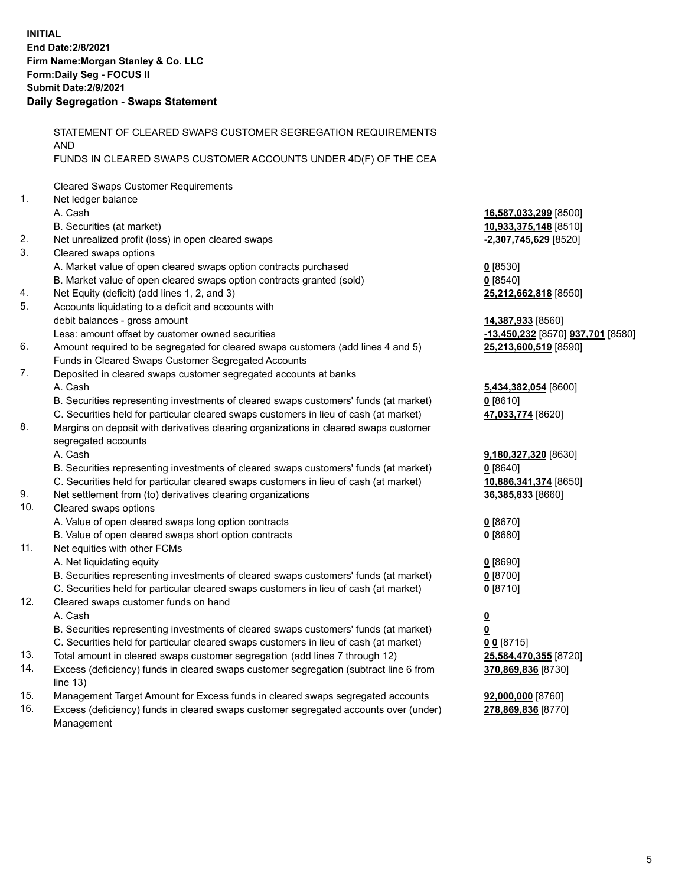**INITIAL**
**End Date:2/8/2021**
**Firm Name:Morgan Stanley & Co. LLC**
**Form:Daily Seg - FOCUS II**
**Submit Date:2/9/2021**
**Daily Segregation - Swaps Statement**

STATEMENT OF CLEARED SWAPS CUSTOMER SEGREGATION REQUIREMENTS AND
FUNDS IN CLEARED SWAPS CUSTOMER ACCOUNTS UNDER 4D(F) OF THE CEA

| | | |
|---|---|---|
| | Cleared Swaps Customer Requirements | |
| 1. | Net ledger balance | |
| | A. Cash | **16,587,033,299** [8500] |
| | B. Securities (at market) | **10,933,375,148** [8510] |
| 2. | Net unrealized profit (loss) in open cleared swaps | **-2,307,745,629** [8520] |
| 3. | Cleared swaps options | |
| | A. Market value of open cleared swaps option contracts purchased | **0** [8530] |
| | B. Market value of open cleared swaps option contracts granted (sold) | **0** [8540] |
| 4. | Net Equity (deficit) (add lines 1, 2, and 3) | **25,212,662,818** [8550] |
| 5. | Accounts liquidating to a deficit and accounts with | |
| | debit balances - gross amount | **14,387,933** [8560] |
| | Less: amount offset by customer owned securities | **-13,450,232** [8570] **937,701** [8580] |
| 6. | Amount required to be segregated for cleared swaps customers (add lines 4 and 5) | **25,213,600,519** [8590] |
| | Funds in Cleared Swaps Customer Segregated Accounts | |
| 7. | Deposited in cleared swaps customer segregated accounts at banks | |
| | A. Cash | **5,434,382,054** [8600] |
| | B. Securities representing investments of cleared swaps customers' funds (at market) | **0** [8610] |
| | C. Securities held for particular cleared swaps customers in lieu of cash (at market) | **47,033,774** [8620] |
| 8. | Margins on deposit with derivatives clearing organizations in cleared swaps customer segregated accounts | |
| | A. Cash | **9,180,327,320** [8630] |
| | B. Securities representing investments of cleared swaps customers' funds (at market) | **0** [8640] |
| | C. Securities held for particular cleared swaps customers in lieu of cash (at market) | **10,886,341,374** [8650] |
| 9. | Net settlement from (to) derivatives clearing organizations | **36,385,833** [8660] |
| 10. | Cleared swaps options | |
| | A. Value of open cleared swaps long option contracts | **0** [8670] |
| | B. Value of open cleared swaps short option contracts | **0** [8680] |
| 11. | Net equities with other FCMs | |
| | A. Net liquidating equity | **0** [8690] |
| | B. Securities representing investments of cleared swaps customers' funds (at market) | **0** [8700] |
| | C. Securities held for particular cleared swaps customers in lieu of cash (at market) | **0** [8710] |
| 12. | Cleared swaps customer funds on hand | |
| | A. Cash | **0** |
| | B. Securities representing investments of cleared swaps customers' funds (at market) | **0** |
| | C. Securities held for particular cleared swaps customers in lieu of cash (at market) | **0** **0** [8715] |
| 13. | Total amount in cleared swaps customer segregation (add lines 7 through 12) | **25,584,470,355** [8720] |
| 14. | Excess (deficiency) funds in cleared swaps customer segregation (subtract line 6 from line 13) | **370,869,836** [8730] |
| 15. | Management Target Amount for Excess funds in cleared swaps segregated accounts | **92,000,000** [8760] |
| 16. | Excess (deficiency) funds in cleared swaps customer segregated accounts over (under) Management | **278,869,836** [8770] |